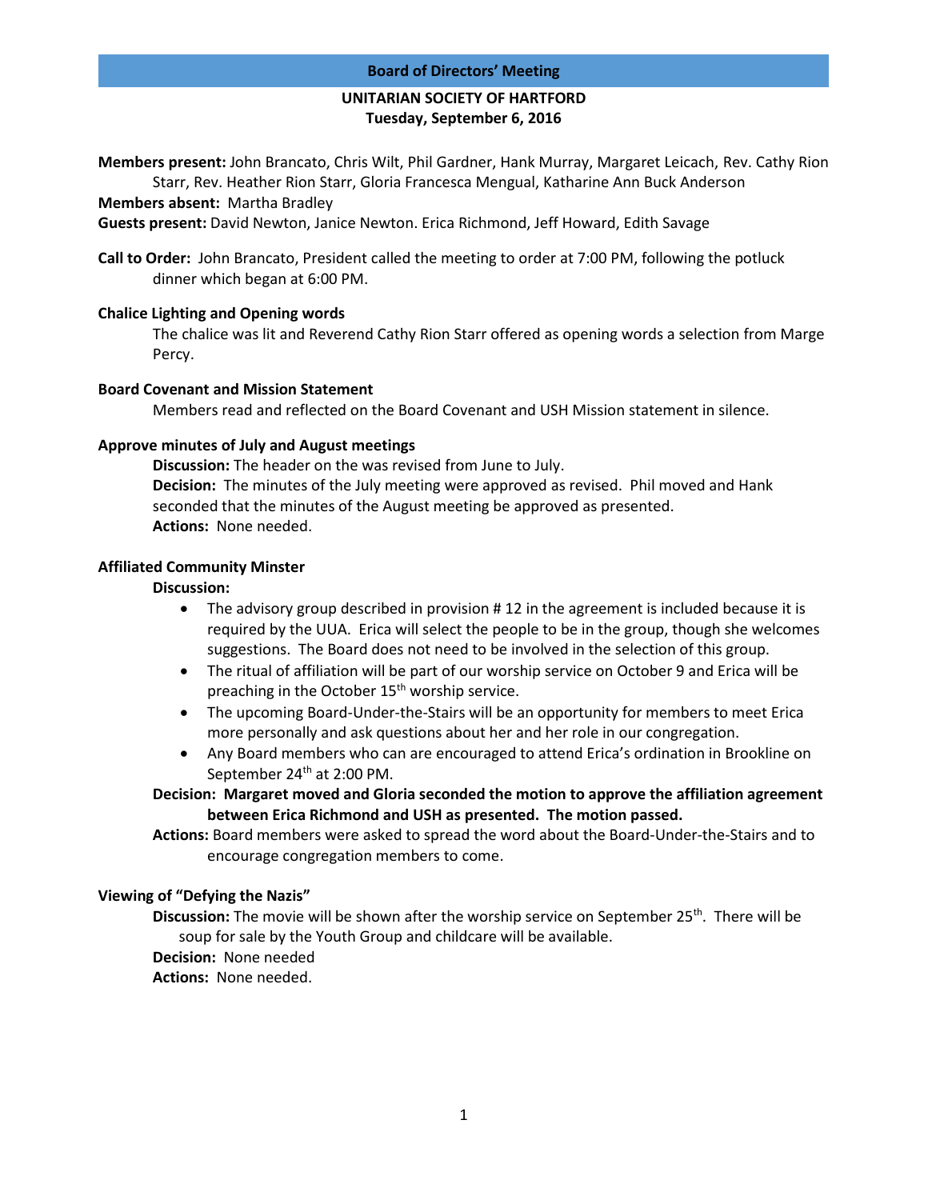## Board of Directors' Meeting

**UNITARIAN SOCIETY OF HARTFORD**
**Tuesday, September 6, 2016**

**Members present:** John Brancato, Chris Wilt, Phil Gardner, Hank Murray, Margaret Leicach, Rev. Cathy Rion Starr, Rev. Heather Rion Starr, Gloria Francesca Mengual, Katharine Ann Buck Anderson
**Members absent:** Martha Bradley
**Guests present:** David Newton, Janice Newton. Erica Richmond, Jeff Howard, Edith Savage

**Call to Order:** John Brancato, President called the meeting to order at 7:00 PM, following the potluck dinner which began at 6:00 PM.

**Chalice Lighting and Opening words**

The chalice was lit and Reverend Cathy Rion Starr offered as opening words a selection from Marge Percy.

**Board Covenant and Mission Statement**

Members read and reflected on the Board Covenant and USH Mission statement in silence.

**Approve minutes of July and August meetings**

**Discussion:** The header on the was revised from June to July.
**Decision:** The minutes of the July meeting were approved as revised. Phil moved and Hank seconded that the minutes of the August meeting be approved as presented.
**Actions:** None needed.

**Affiliated Community Minster**

**Discussion:**

- The advisory group described in provision # 12 in the agreement is included because it is required by the UUA. Erica will select the people to be in the group, though she welcomes suggestions. The Board does not need to be involved in the selection of this group.
- The ritual of affiliation will be part of our worship service on October 9 and Erica will be preaching in the October 15th worship service.
- The upcoming Board-Under-the-Stairs will be an opportunity for members to meet Erica more personally and ask questions about her and her role in our congregation.
- Any Board members who can are encouraged to attend Erica's ordination in Brookline on September 24th at 2:00 PM.

**Decision: Margaret moved and Gloria seconded the motion to approve the affiliation agreement between Erica Richmond and USH as presented. The motion passed.**
**Actions:** Board members were asked to spread the word about the Board-Under-the-Stairs and to encourage congregation members to come.

**Viewing of "Defying the Nazis"**

**Discussion:** The movie will be shown after the worship service on September 25th. There will be soup for sale by the Youth Group and childcare will be available.
**Decision:** None needed
**Actions:** None needed.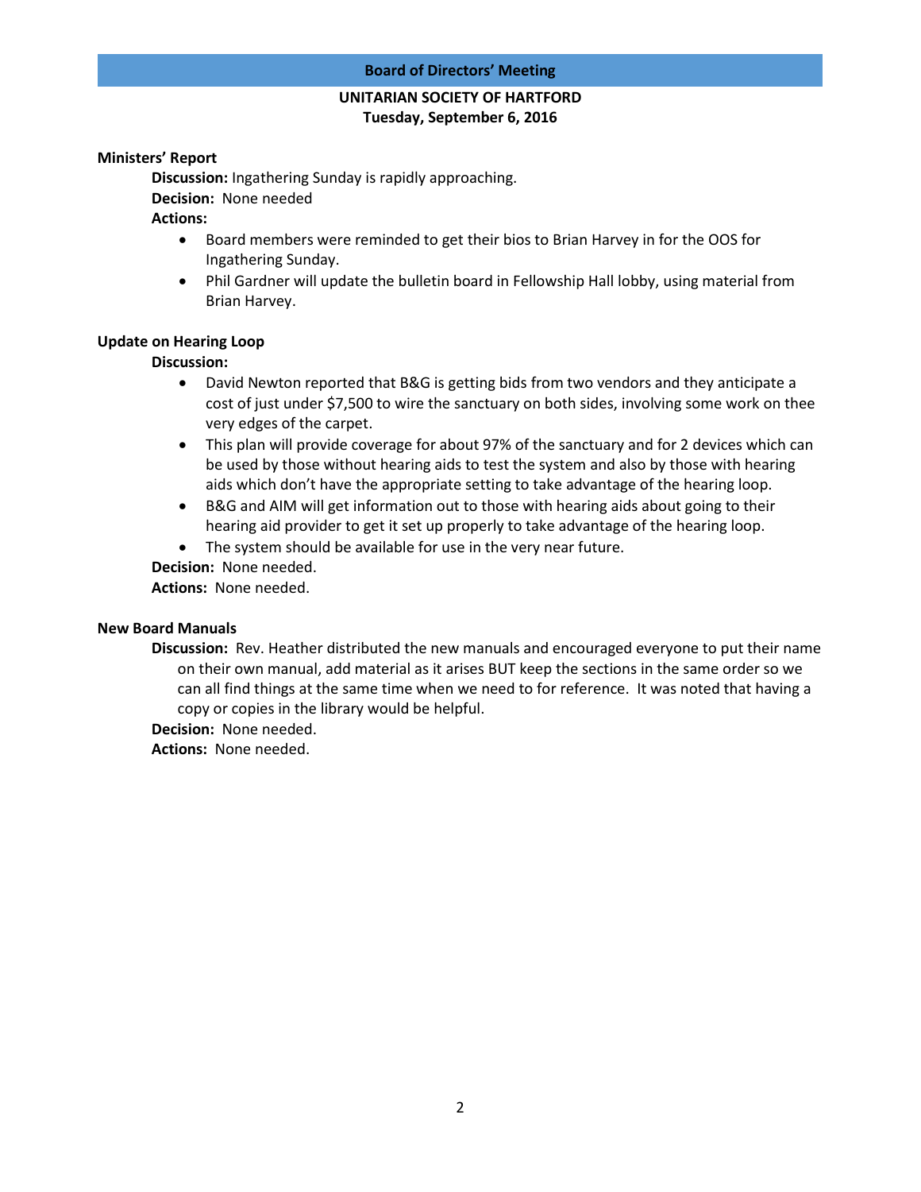**Board of Directors' Meeting**

**UNITARIAN SOCIETY OF HARTFORD**
**Tuesday, September 6, 2016**

**Ministers' Report**

**Discussion:** Ingathering Sunday is rapidly approaching.

**Decision:** None needed

**Actions:**

- Board members were reminded to get their bios to Brian Harvey in for the OOS for Ingathering Sunday.
- Phil Gardner will update the bulletin board in Fellowship Hall lobby, using material from Brian Harvey.

**Update on Hearing Loop**

**Discussion:**

- David Newton reported that B&G is getting bids from two vendors and they anticipate a cost of just under $7,500 to wire the sanctuary on both sides, involving some work on thee very edges of the carpet.
- This plan will provide coverage for about 97% of the sanctuary and for 2 devices which can be used by those without hearing aids to test the system and also by those with hearing aids which don't have the appropriate setting to take advantage of the hearing loop.
- B&G and AIM will get information out to those with hearing aids about going to their hearing aid provider to get it set up properly to take advantage of the hearing loop.
- The system should be available for use in the very near future.

**Decision:** None needed.

**Actions:** None needed.

**New Board Manuals**

**Discussion:** Rev. Heather distributed the new manuals and encouraged everyone to put their name on their own manual, add material as it arises BUT keep the sections in the same order so we can all find things at the same time when we need to for reference. It was noted that having a copy or copies in the library would be helpful.

**Decision:** None needed.

**Actions:** None needed.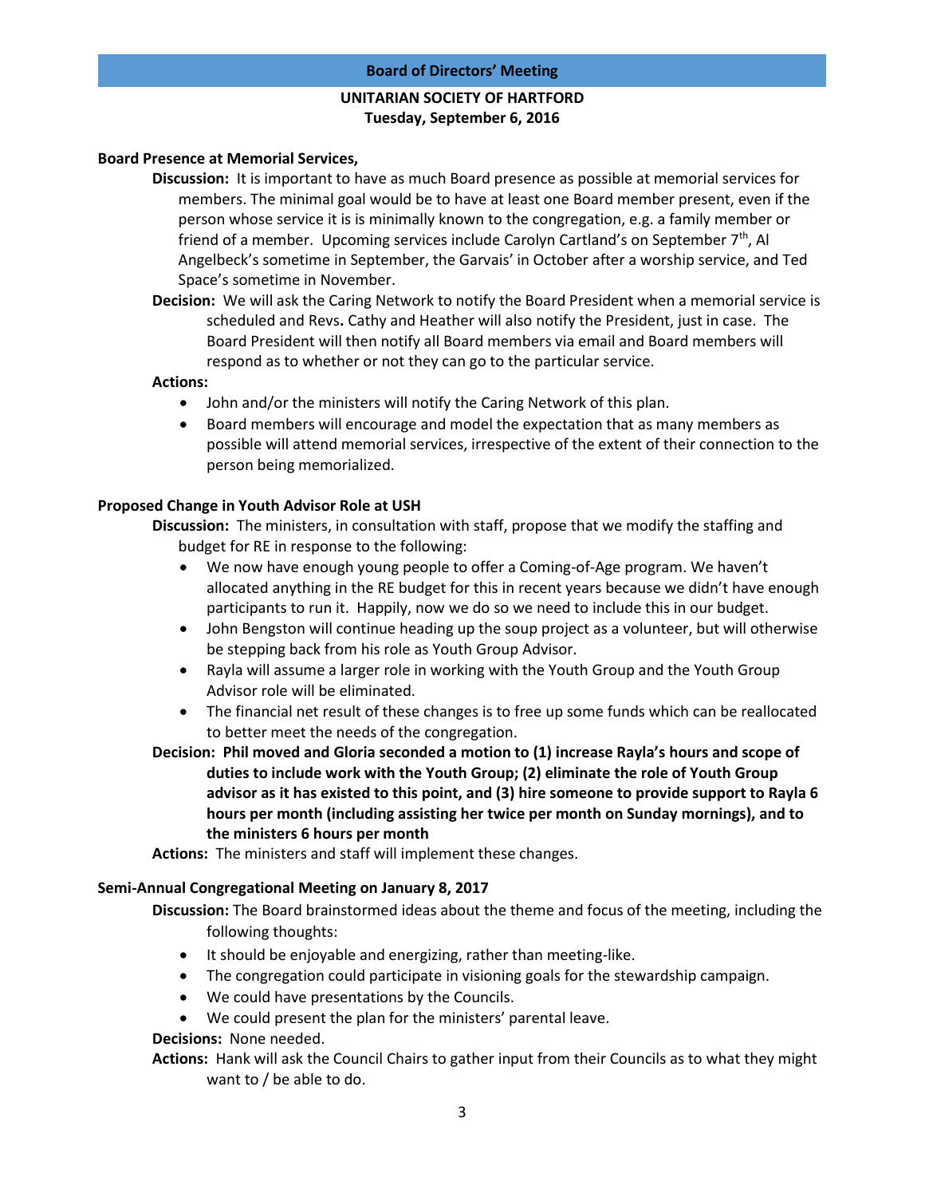**Board of Directors' Meeting**

**UNITARIAN SOCIETY OF HARTFORD**
**Tuesday, September 6, 2016**

**Board Presence at Memorial Services,**

**Discussion:** It is important to have as much Board presence as possible at memorial services for members. The minimal goal would be to have at least one Board member present, even if the person whose service it is is minimally known to the congregation, e.g. a family member or friend of a member. Upcoming services include Carolyn Cartland's on September 7th, Al Angelbeck's sometime in September, the Garvais' in October after a worship service, and Ted Space's sometime in November.

**Decision:** We will ask the Caring Network to notify the Board President when a memorial service is scheduled and Revs**.** Cathy and Heather will also notify the President, just in case. The Board President will then notify all Board members via email and Board members will respond as to whether or not they can go to the particular service.

**Actions:**

- John and/or the ministers will notify the Caring Network of this plan.
- Board members will encourage and model the expectation that as many members as possible will attend memorial services, irrespective of the extent of their connection to the person being memorialized.

**Proposed Change in Youth Advisor Role at USH**

**Discussion:** The ministers, in consultation with staff, propose that we modify the staffing and budget for RE in response to the following:

- We now have enough young people to offer a Coming-of-Age program. We haven't allocated anything in the RE budget for this in recent years because we didn't have enough participants to run it. Happily, now we do so we need to include this in our budget.
- John Bengston will continue heading up the soup project as a volunteer, but will otherwise be stepping back from his role as Youth Group Advisor.
- Rayla will assume a larger role in working with the Youth Group and the Youth Group Advisor role will be eliminated.
- The financial net result of these changes is to free up some funds which can be reallocated to better meet the needs of the congregation.

**Decision: Phil moved and Gloria seconded a motion to (1) increase Rayla's hours and scope of duties to include work with the Youth Group; (2) eliminate the role of Youth Group advisor as it has existed to this point, and (3) hire someone to provide support to Rayla 6 hours per month (including assisting her twice per month on Sunday mornings), and to the ministers 6 hours per month**

**Actions:** The ministers and staff will implement these changes.

**Semi-Annual Congregational Meeting on January 8, 2017**

**Discussion:** The Board brainstormed ideas about the theme and focus of the meeting, including the following thoughts:

- It should be enjoyable and energizing, rather than meeting-like.
- The congregation could participate in visioning goals for the stewardship campaign.
- We could have presentations by the Councils.
- We could present the plan for the ministers' parental leave.

**Decisions:** None needed.

**Actions:** Hank will ask the Council Chairs to gather input from their Councils as to what they might want to / be able to do.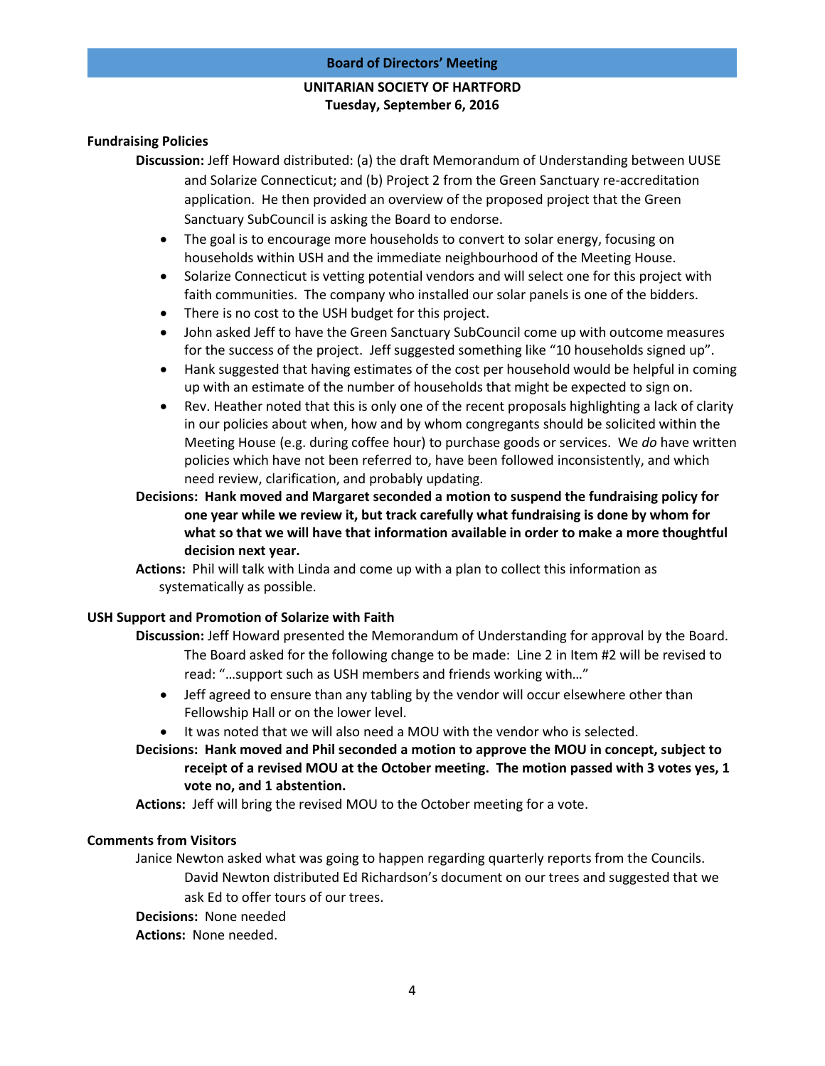**Board of Directors' Meeting**

**UNITARIAN SOCIETY OF HARTFORD**
**Tuesday, September 6, 2016**

**Fundraising Policies**

**Discussion:** Jeff Howard distributed: (a) the draft Memorandum of Understanding between UUSE and Solarize Connecticut; and (b) Project 2 from the Green Sanctuary re-accreditation application. He then provided an overview of the proposed project that the Green Sanctuary SubCouncil is asking the Board to endorse.

- The goal is to encourage more households to convert to solar energy, focusing on households within USH and the immediate neighbourhood of the Meeting House.
- Solarize Connecticut is vetting potential vendors and will select one for this project with faith communities. The company who installed our solar panels is one of the bidders.
- There is no cost to the USH budget for this project.
- John asked Jeff to have the Green Sanctuary SubCouncil come up with outcome measures for the success of the project. Jeff suggested something like "10 households signed up".
- Hank suggested that having estimates of the cost per household would be helpful in coming up with an estimate of the number of households that might be expected to sign on.
- Rev. Heather noted that this is only one of the recent proposals highlighting a lack of clarity in our policies about when, how and by whom congregants should be solicited within the Meeting House (e.g. during coffee hour) to purchase goods or services. We *do* have written policies which have not been referred to, have been followed inconsistently, and which need review, clarification, and probably updating.

**Decisions: Hank moved and Margaret seconded a motion to suspend the fundraising policy for one year while we review it, but track carefully what fundraising is done by whom for what so that we will have that information available in order to make a more thoughtful decision next year.**

**Actions:** Phil will talk with Linda and come up with a plan to collect this information as systematically as possible.

**USH Support and Promotion of Solarize with Faith**

**Discussion:** Jeff Howard presented the Memorandum of Understanding for approval by the Board. The Board asked for the following change to be made: Line 2 in Item #2 will be revised to read: "…support such as USH members and friends working with…"

- Jeff agreed to ensure than any tabling by the vendor will occur elsewhere other than Fellowship Hall or on the lower level.
- It was noted that we will also need a MOU with the vendor who is selected.

**Decisions: Hank moved and Phil seconded a motion to approve the MOU in concept, subject to receipt of a revised MOU at the October meeting. The motion passed with 3 votes yes, 1 vote no, and 1 abstention.**

**Actions:** Jeff will bring the revised MOU to the October meeting for a vote.

**Comments from Visitors**

Janice Newton asked what was going to happen regarding quarterly reports from the Councils. David Newton distributed Ed Richardson's document on our trees and suggested that we ask Ed to offer tours of our trees.

**Decisions:** None needed

**Actions:** None needed.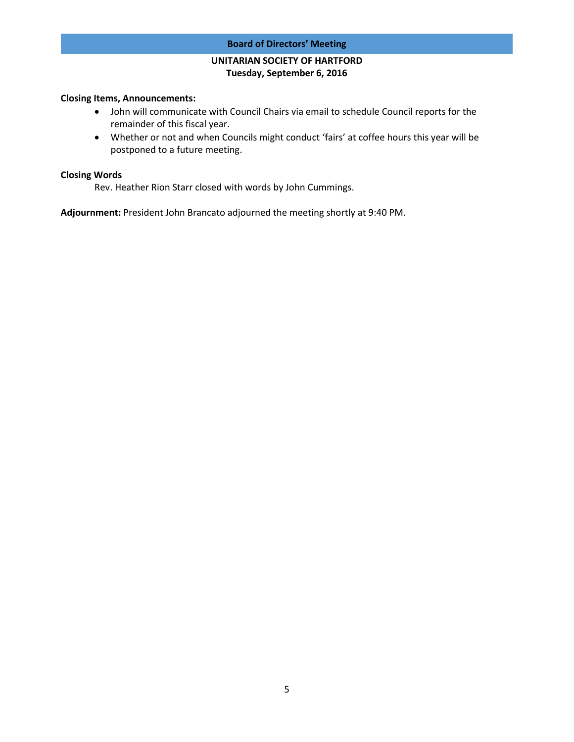**Closing Items, Announcements:**

- John will communicate with Council Chairs via email to schedule Council reports for the remainder of this fiscal year.
- Whether or not and when Councils might conduct 'fairs' at coffee hours this year will be postponed to a future meeting.

**Closing Words**

Rev. Heather Rion Starr closed with words by John Cummings.

**Adjournment:** President John Brancato adjourned the meeting shortly at 9:40 PM.